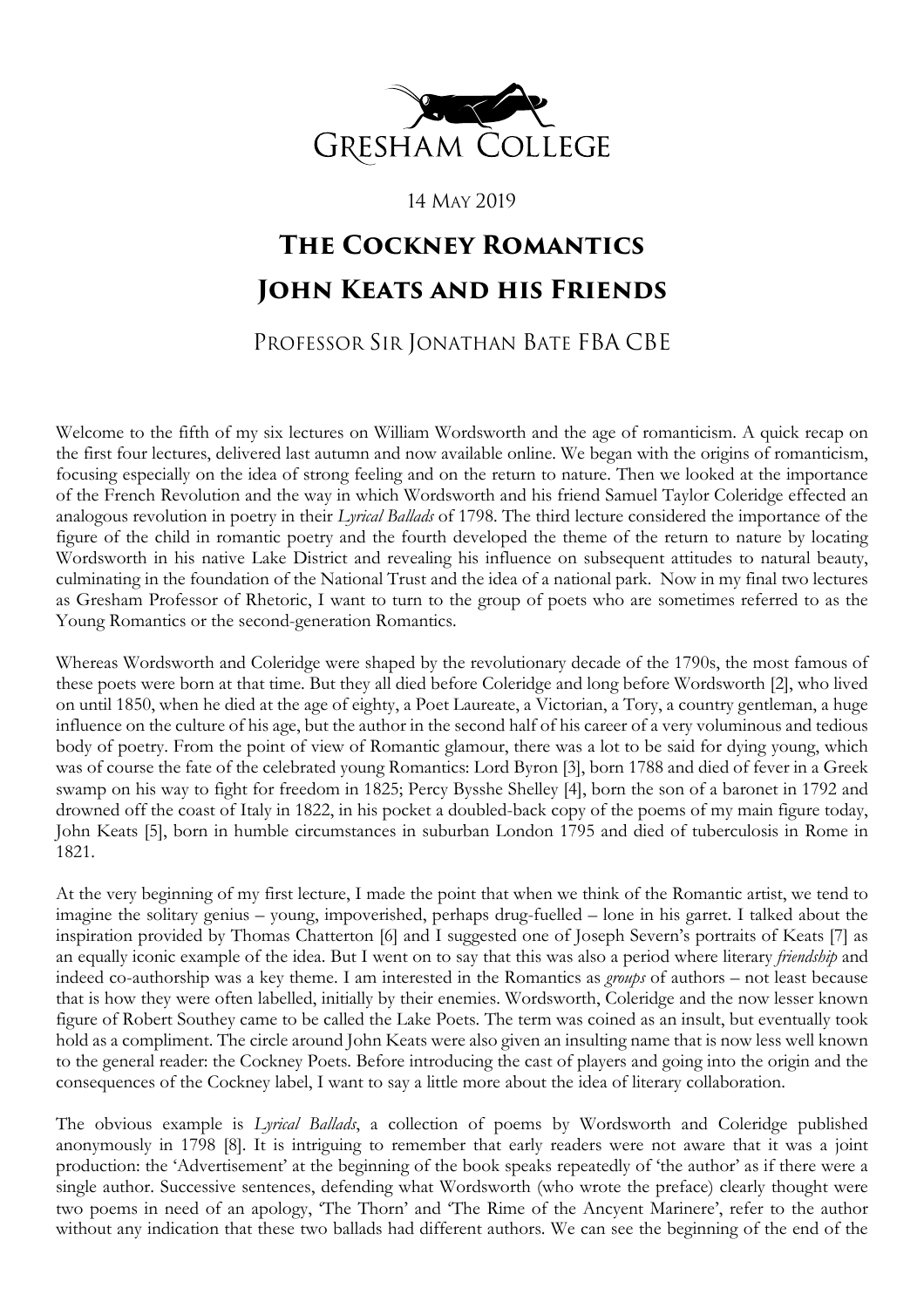14 May 2019

# The Cockney Romantics
# John Keats and his Friends

Professor Sir Jonathan Bate FBA CBE

Welcome to the fifth of my six lectures on William Wordsworth and the age of romanticism. A quick recap on the first four lectures, delivered last autumn and now available online. We began with the origins of romanticism, focusing especially on the idea of strong feeling and on the return to nature. Then we looked at the importance of the French Revolution and the way in which Wordsworth and his friend Samuel Taylor Coleridge effected an analogous revolution in poetry in their *Lyrical Ballads* of 1798. The third lecture considered the importance of the figure of the child in romantic poetry and the fourth developed the theme of the return to nature by locating Wordsworth in his native Lake District and revealing his influence on subsequent attitudes to natural beauty, culminating in the foundation of the National Trust and the idea of a national park. Now in my final two lectures as Gresham Professor of Rhetoric, I want to turn to the group of poets who are sometimes referred to as the Young Romantics or the second-generation Romantics.

Whereas Wordsworth and Coleridge were shaped by the revolutionary decade of the 1790s, the most famous of these poets were born at that time. But they all died before Coleridge and long before Wordsworth [2], who lived on until 1850, when he died at the age of eighty, a Poet Laureate, a Victorian, a Tory, a country gentleman, a huge influence on the culture of his age, but the author in the second half of his career of a very voluminous and tedious body of poetry. From the point of view of Romantic glamour, there was a lot to be said for dying young, which was of course the fate of the celebrated young Romantics: Lord Byron [3], born 1788 and died of fever in a Greek swamp on his way to fight for freedom in 1825; Percy Bysshe Shelley [4], born the son of a baronet in 1792 and drowned off the coast of Italy in 1822, in his pocket a doubled-back copy of the poems of my main figure today, John Keats [5], born in humble circumstances in suburban London 1795 and died of tuberculosis in Rome in 1821.

At the very beginning of my first lecture, I made the point that when we think of the Romantic artist, we tend to imagine the solitary genius – young, impoverished, perhaps drug-fuelled – lone in his garret. I talked about the inspiration provided by Thomas Chatterton [6] and I suggested one of Joseph Severn's portraits of Keats [7] as an equally iconic example of the idea. But I went on to say that this was also a period where literary *friendship* and indeed co-authorship was a key theme. I am interested in the Romantics as *groups* of authors – not least because that is how they were often labelled, initially by their enemies. Wordsworth, Coleridge and the now lesser known figure of Robert Southey came to be called the Lake Poets. The term was coined as an insult, but eventually took hold as a compliment. The circle around John Keats were also given an insulting name that is now less well known to the general reader: the Cockney Poets. Before introducing the cast of players and going into the origin and the consequences of the Cockney label, I want to say a little more about the idea of literary collaboration.

The obvious example is *Lyrical Ballads*, a collection of poems by Wordsworth and Coleridge published anonymously in 1798 [8]. It is intriguing to remember that early readers were not aware that it was a joint production: the 'Advertisement' at the beginning of the book speaks repeatedly of 'the author' as if there were a single author. Successive sentences, defending what Wordsworth (who wrote the preface) clearly thought were two poems in need of an apology, 'The Thorn' and 'The Rime of the Ancyent Marinere', refer to the author without any indication that these two ballads had different authors. We can see the beginning of the end of the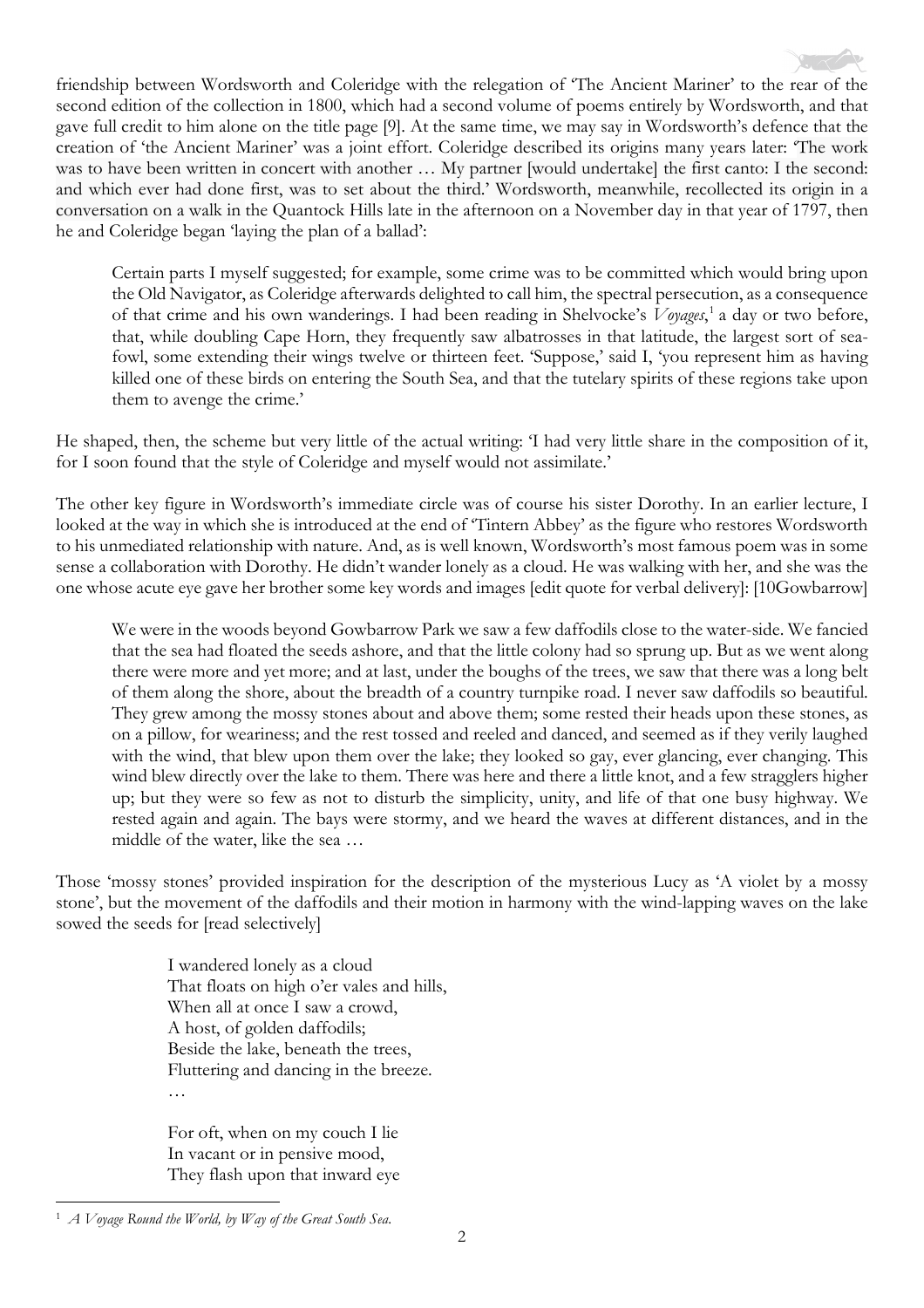friendship between Wordsworth and Coleridge with the relegation of 'The Ancient Mariner' to the rear of the second edition of the collection in 1800, which had a second volume of poems entirely by Wordsworth, and that gave full credit to him alone on the title page [9]. At the same time, we may say in Wordsworth's defence that the creation of 'the Ancient Mariner' was a joint effort. Coleridge described its origins many years later: 'The work was to have been written in concert with another … My partner [would undertake] the first canto: I the second: and which ever had done first, was to set about the third.' Wordsworth, meanwhile, recollected its origin in a conversation on a walk in the Quantock Hills late in the afternoon on a November day in that year of 1797, then he and Coleridge began 'laying the plan of a ballad':

> Certain parts I myself suggested; for example, some crime was to be committed which would bring upon the Old Navigator, as Coleridge afterwards delighted to call him, the spectral persecution, as a consequence of that crime and his own wanderings. I had been reading in Shelvocke's *Voyages*,[1] a day or two before, that, while doubling Cape Horn, they frequently saw albatrosses in that latitude, the largest sort of sea-fowl, some extending their wings twelve or thirteen feet. 'Suppose,' said I, 'you represent him as having killed one of these birds on entering the South Sea, and that the tutelary spirits of these regions take upon them to avenge the crime.'

He shaped, then, the scheme but very little of the actual writing: 'I had very little share in the composition of it, for I soon found that the style of Coleridge and myself would not assimilate.'

The other key figure in Wordsworth's immediate circle was of course his sister Dorothy. In an earlier lecture, I looked at the way in which she is introduced at the end of 'Tintern Abbey' as the figure who restores Wordsworth to his unmediated relationship with nature. And, as is well known, Wordsworth's most famous poem was in some sense a collaboration with Dorothy. He didn't wander lonely as a cloud. He was walking with her, and she was the one whose acute eye gave her brother some key words and images [edit quote for verbal delivery]: [10Gowbarrow]

> We were in the woods beyond Gowbarrow Park we saw a few daffodils close to the water-side. We fancied that the sea had floated the seeds ashore, and that the little colony had so sprung up. But as we went along there were more and yet more; and at last, under the boughs of the trees, we saw that there was a long belt of them along the shore, about the breadth of a country turnpike road. I never saw daffodils so beautiful. They grew among the mossy stones about and above them; some rested their heads upon these stones, as on a pillow, for weariness; and the rest tossed and reeled and danced, and seemed as if they verily laughed with the wind, that blew upon them over the lake; they looked so gay, ever glancing, ever changing. This wind blew directly over the lake to them. There was here and there a little knot, and a few stragglers higher up; but they were so few as not to disturb the simplicity, unity, and life of that one busy highway. We rested again and again. The bays were stormy, and we heard the waves at different distances, and in the middle of the water, like the sea …

Those 'mossy stones' provided inspiration for the description of the mysterious Lucy as 'A violet by a mossy stone', but the movement of the daffodils and their motion in harmony with the wind-lapping waves on the lake sowed the seeds for [read selectively]

> I wandered lonely as a cloud  
> That floats on high o'er vales and hills,  
> When all at once I saw a crowd,  
> A host, of golden daffodils;  
> Beside the lake, beneath the trees,  
> Fluttering and dancing in the breeze.  
> …
>
> For oft, when on my couch I lie  
> In vacant or in pensive mood,  
> They flash upon that inward eye

[1] *A Voyage Round the World, by Way of the Great South Sea.*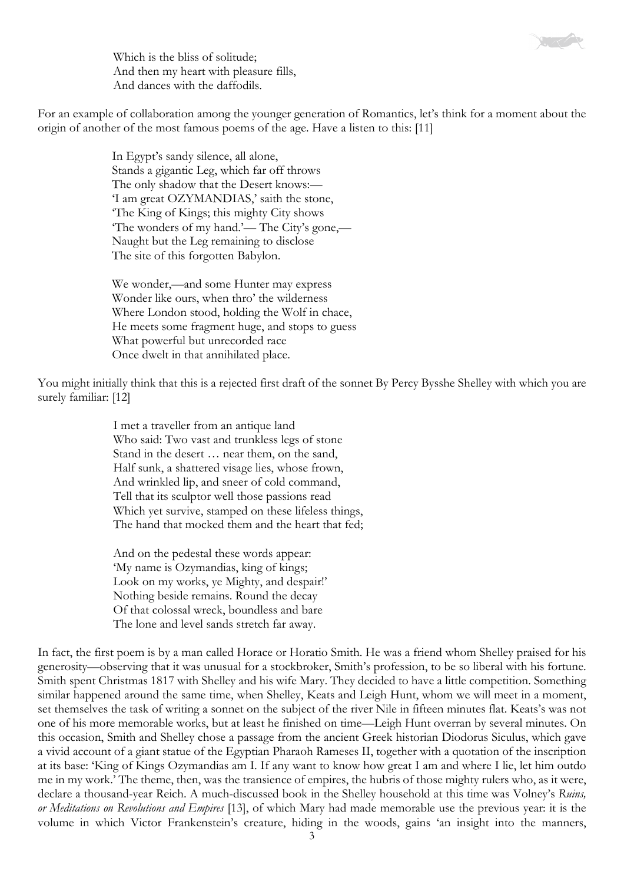> Which is the bliss of solitude;
> And then my heart with pleasure fills,
> And dances with the daffodils.

For an example of collaboration among the younger generation of Romantics, let's think for a moment about the origin of another of the most famous poems of the age. Have a listen to this: [11]

> In Egypt's sandy silence, all alone,
> Stands a gigantic Leg, which far off throws
> The only shadow that the Desert knows:—
> 'I am great OZYMANDIAS,' saith the stone,
> 'The King of Kings; this mighty City shows
> 'The wonders of my hand.'— The City's gone,—
> Naught but the Leg remaining to disclose
> The site of this forgotten Babylon.
>
> We wonder,—and some Hunter may express
> Wonder like ours, when thro' the wilderness
> Where London stood, holding the Wolf in chace,
> He meets some fragment huge, and stops to guess
> What powerful but unrecorded race
> Once dwelt in that annihilated place.

You might initially think that this is a rejected first draft of the sonnet By Percy Bysshe Shelley with which you are surely familiar: [12]

> I met a traveller from an antique land
> Who said: Two vast and trunkless legs of stone
> Stand in the desert … near them, on the sand,
> Half sunk, a shattered visage lies, whose frown,
> And wrinkled lip, and sneer of cold command,
> Tell that its sculptor well those passions read
> Which yet survive, stamped on these lifeless things,
> The hand that mocked them and the heart that fed;
>
> And on the pedestal these words appear:
> 'My name is Ozymandias, king of kings;
> Look on my works, ye Mighty, and despair!'
> Nothing beside remains. Round the decay
> Of that colossal wreck, boundless and bare
> The lone and level sands stretch far away.

In fact, the first poem is by a man called Horace or Horatio Smith. He was a friend whom Shelley praised for his generosity—observing that it was unusual for a stockbroker, Smith's profession, to be so liberal with his fortune. Smith spent Christmas 1817 with Shelley and his wife Mary. They decided to have a little competition. Something similar happened around the same time, when Shelley, Keats and Leigh Hunt, whom we will meet in a moment, set themselves the task of writing a sonnet on the subject of the river Nile in fifteen minutes flat. Keats's was not one of his more memorable works, but at least he finished on time—Leigh Hunt overran by several minutes. On this occasion, Smith and Shelley chose a passage from the ancient Greek historian Diodorus Siculus, which gave a vivid account of a giant statue of the Egyptian Pharaoh Rameses II, together with a quotation of the inscription at its base: 'King of Kings Ozymandias am I. If any want to know how great I am and where I lie, let him outdo me in my work.' The theme, then, was the transience of empires, the hubris of those mighty rulers who, as it were, declare a thousand-year Reich. A much-discussed book in the Shelley household at this time was Volney's *Ruins, or Meditations on Revolutions and Empires* [13], of which Mary had made memorable use the previous year: it is the volume in which Victor Frankenstein's creature, hiding in the woods, gains 'an insight into the manners,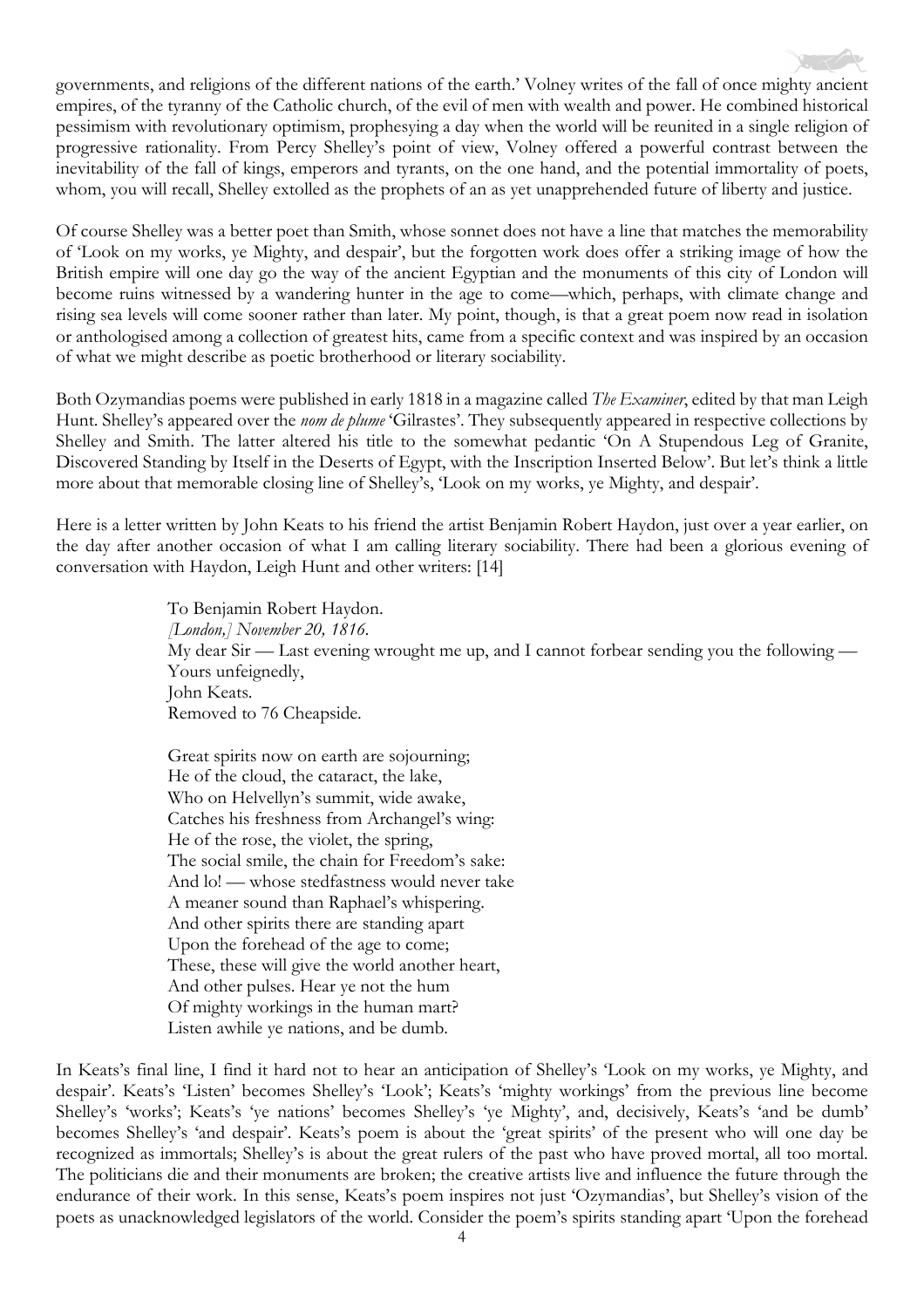governments, and religions of the different nations of the earth.' Volney writes of the fall of once mighty ancient empires, of the tyranny of the Catholic church, of the evil of men with wealth and power. He combined historical pessimism with revolutionary optimism, prophesying a day when the world will be reunited in a single religion of progressive rationality. From Percy Shelley's point of view, Volney offered a powerful contrast between the inevitability of the fall of kings, emperors and tyrants, on the one hand, and the potential immortality of poets, whom, you will recall, Shelley extolled as the prophets of an as yet unapprehended future of liberty and justice.

Of course Shelley was a better poet than Smith, whose sonnet does not have a line that matches the memorability of 'Look on my works, ye Mighty, and despair', but the forgotten work does offer a striking image of how the British empire will one day go the way of the ancient Egyptian and the monuments of this city of London will become ruins witnessed by a wandering hunter in the age to come—which, perhaps, with climate change and rising sea levels will come sooner rather than later. My point, though, is that a great poem now read in isolation or anthologised among a collection of greatest hits, came from a specific context and was inspired by an occasion of what we might describe as poetic brotherhood or literary sociability.

Both Ozymandias poems were published in early 1818 in a magazine called *The Examiner*, edited by that man Leigh Hunt. Shelley's appeared over the *nom de plume* 'Gilrastes'. They subsequently appeared in respective collections by Shelley and Smith. The latter altered his title to the somewhat pedantic 'On A Stupendous Leg of Granite, Discovered Standing by Itself in the Deserts of Egypt, with the Inscription Inserted Below'. But let's think a little more about that memorable closing line of Shelley's, 'Look on my works, ye Mighty, and despair'.

Here is a letter written by John Keats to his friend the artist Benjamin Robert Haydon, just over a year earlier, on the day after another occasion of what I am calling literary sociability. There had been a glorious evening of conversation with Haydon, Leigh Hunt and other writers: [14]

> To Benjamin Robert Haydon.
> *[London,] November 20, 1816.*
> My dear Sir — Last evening wrought me up, and I cannot forbear sending you the following —
> Yours unfeignedly,
> John Keats.
> Removed to 76 Cheapside.
>
> Great spirits now on earth are sojourning;
> He of the cloud, the cataract, the lake,
> Who on Helvellyn's summit, wide awake,
> Catches his freshness from Archangel's wing:
> He of the rose, the violet, the spring,
> The social smile, the chain for Freedom's sake:
> And lo! — whose stedfastness would never take
> A meaner sound than Raphael's whispering.
> And other spirits there are standing apart
> Upon the forehead of the age to come;
> These, these will give the world another heart,
> And other pulses. Hear ye not the hum
> Of mighty workings in the human mart?
> Listen awhile ye nations, and be dumb.

In Keats's final line, I find it hard not to hear an anticipation of Shelley's 'Look on my works, ye Mighty, and despair'. Keats's 'Listen' becomes Shelley's 'Look'; Keats's 'mighty workings' from the previous line become Shelley's 'works'; Keats's 'ye nations' becomes Shelley's 'ye Mighty', and, decisively, Keats's 'and be dumb' becomes Shelley's 'and despair'. Keats's poem is about the 'great spirits' of the present who will one day be recognized as immortals; Shelley's is about the great rulers of the past who have proved mortal, all too mortal. The politicians die and their monuments are broken; the creative artists live and influence the future through the endurance of their work. In this sense, Keats's poem inspires not just 'Ozymandias', but Shelley's vision of the poets as unacknowledged legislators of the world. Consider the poem's spirits standing apart 'Upon the forehead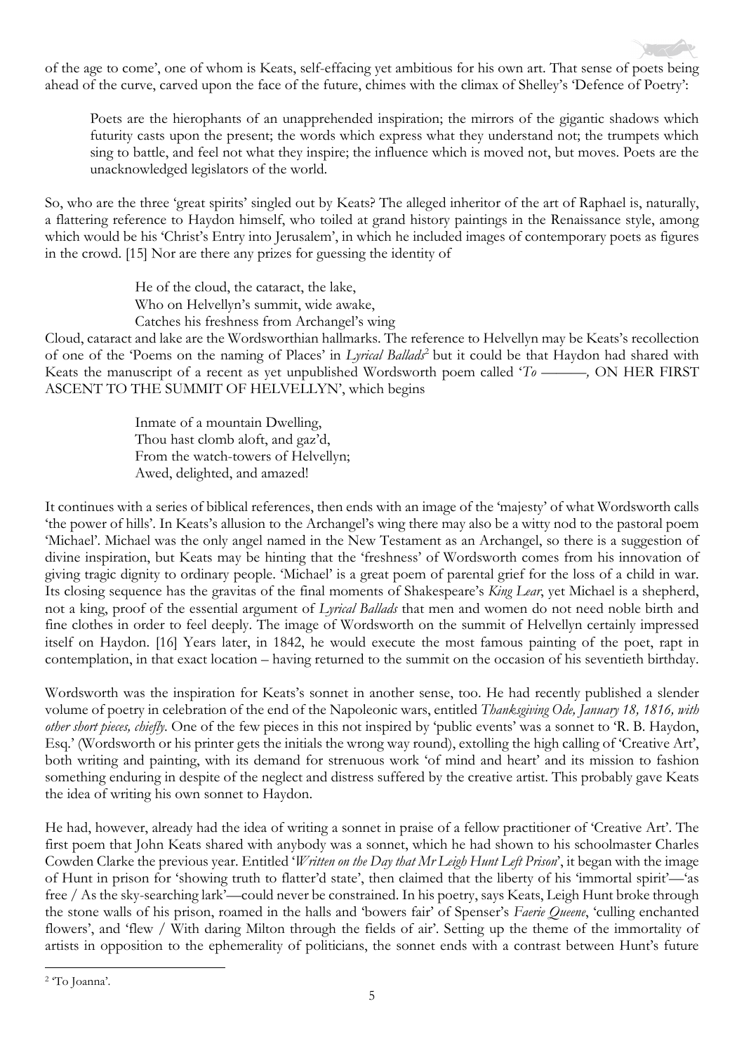of the age to come', one of whom is Keats, self-effacing yet ambitious for his own art. That sense of poets being ahead of the curve, carved upon the face of the future, chimes with the climax of Shelley's 'Defence of Poetry':

> Poets are the hierophants of an unapprehended inspiration; the mirrors of the gigantic shadows which futurity casts upon the present; the words which express what they understand not; the trumpets which sing to battle, and feel not what they inspire; the influence which is moved not, but moves. Poets are the unacknowledged legislators of the world.

So, who are the three 'great spirits' singled out by Keats? The alleged inheritor of the art of Raphael is, naturally, a flattering reference to Haydon himself, who toiled at grand history paintings in the Renaissance style, among which would be his 'Christ's Entry into Jerusalem', in which he included images of contemporary poets as figures in the crowd. [15] Nor are there any prizes for guessing the identity of

> He of the cloud, the cataract, the lake,
> Who on Helvellyn's summit, wide awake,
> Catches his freshness from Archangel's wing

Cloud, cataract and lake are the Wordsworthian hallmarks. The reference to Helvellyn may be Keats's recollection of one of the 'Poems on the naming of Places' in *Lyrical Ballads*[2] but it could be that Haydon had shared with Keats the manuscript of a recent as yet unpublished Wordsworth poem called '*To ———,* ON HER FIRST ASCENT TO THE SUMMIT OF HELVELLYN', which begins

> Inmate of a mountain Dwelling,
> Thou hast clomb aloft, and gaz'd,
> From the watch-towers of Helvellyn;
> Awed, delighted, and amazed!

It continues with a series of biblical references, then ends with an image of the 'majesty' of what Wordsworth calls 'the power of hills'. In Keats's allusion to the Archangel's wing there may also be a witty nod to the pastoral poem 'Michael'. Michael was the only angel named in the New Testament as an Archangel, so there is a suggestion of divine inspiration, but Keats may be hinting that the 'freshness' of Wordsworth comes from his innovation of giving tragic dignity to ordinary people. 'Michael' is a great poem of parental grief for the loss of a child in war. Its closing sequence has the gravitas of the final moments of Shakespeare's *King Lear*, yet Michael is a shepherd, not a king, proof of the essential argument of *Lyrical Ballads* that men and women do not need noble birth and fine clothes in order to feel deeply. The image of Wordsworth on the summit of Helvellyn certainly impressed itself on Haydon. [16] Years later, in 1842, he would execute the most famous painting of the poet, rapt in contemplation, in that exact location – having returned to the summit on the occasion of his seventieth birthday.

Wordsworth was the inspiration for Keats's sonnet in another sense, too. He had recently published a slender volume of poetry in celebration of the end of the Napoleonic wars, entitled *Thanksgiving Ode, January 18, 1816, with other short pieces, chiefly*. One of the few pieces in this not inspired by 'public events' was a sonnet to 'R. B. Haydon, Esq.' (Wordsworth or his printer gets the initials the wrong way round), extolling the high calling of 'Creative Art', both writing and painting, with its demand for strenuous work 'of mind and heart' and its mission to fashion something enduring in despite of the neglect and distress suffered by the creative artist. This probably gave Keats the idea of writing his own sonnet to Haydon.

He had, however, already had the idea of writing a sonnet in praise of a fellow practitioner of 'Creative Art'. The first poem that John Keats shared with anybody was a sonnet, which he had shown to his schoolmaster Charles Cowden Clarke the previous year. Entitled '*Written on the Day that Mr Leigh Hunt Left Prison*', it began with the image of Hunt in prison for 'showing truth to flatter'd state', then claimed that the liberty of his 'immortal spirit'—'as free / As the sky-searching lark'—could never be constrained. In his poetry, says Keats, Leigh Hunt broke through the stone walls of his prison, roamed in the halls and 'bowers fair' of Spenser's *Faerie Queene*, 'culling enchanted flowers', and 'flew / With daring Milton through the fields of air'. Setting up the theme of the immortality of artists in opposition to the ephemerality of politicians, the sonnet ends with a contrast between Hunt's future

[2] 'To Joanna'.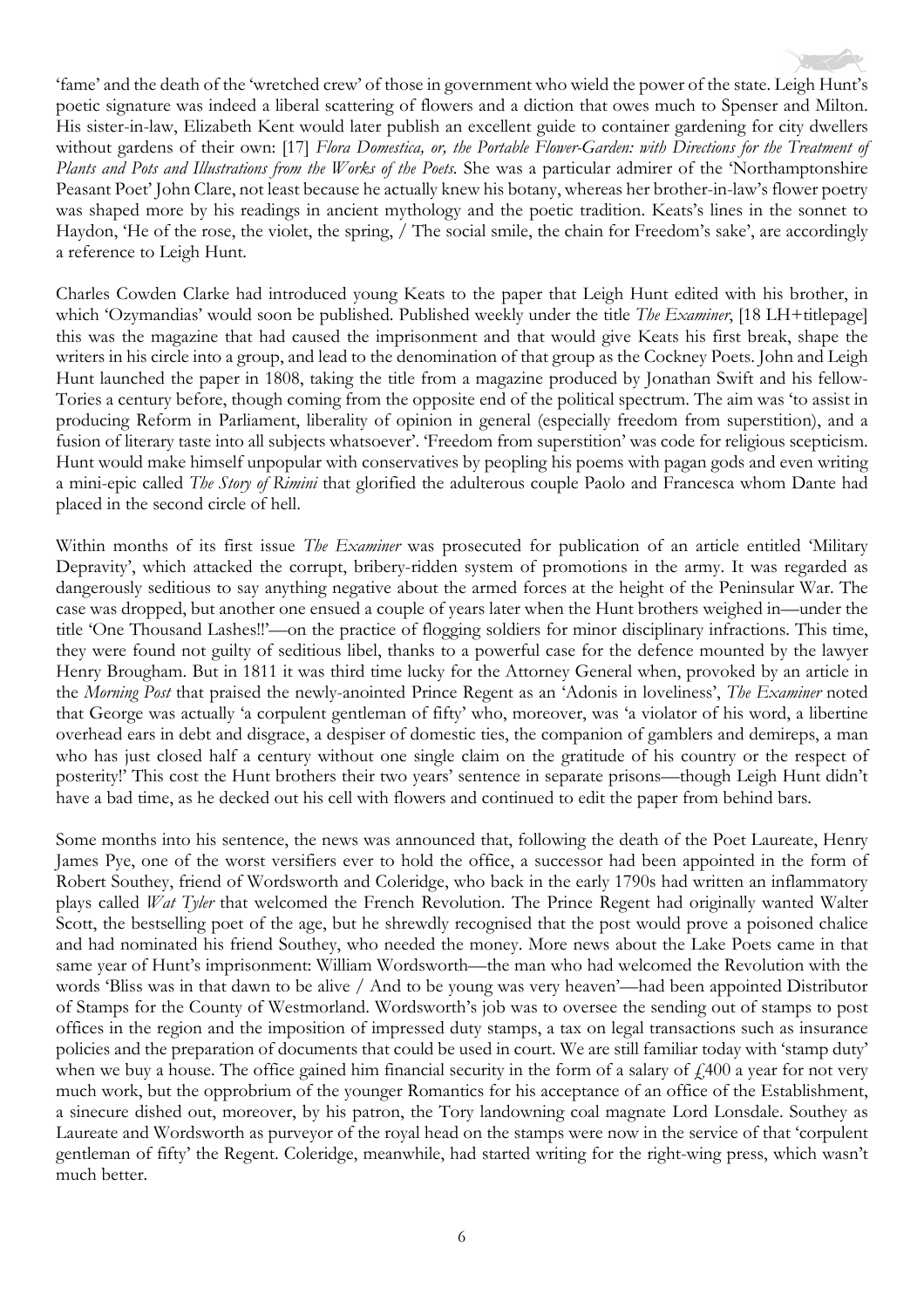'fame' and the death of the 'wretched crew' of those in government who wield the power of the state. Leigh Hunt's poetic signature was indeed a liberal scattering of flowers and a diction that owes much to Spenser and Milton. His sister-in-law, Elizabeth Kent would later publish an excellent guide to container gardening for city dwellers without gardens of their own: [17] *Flora Domestica, or, the Portable Flower-Garden: with Directions for the Treatment of Plants and Pots and Illustrations from the Works of the Poets*. She was a particular admirer of the 'Northamptonshire Peasant Poet' John Clare, not least because he actually knew his botany, whereas her brother-in-law's flower poetry was shaped more by his readings in ancient mythology and the poetic tradition. Keats's lines in the sonnet to Haydon, 'He of the rose, the violet, the spring, / The social smile, the chain for Freedom's sake', are accordingly a reference to Leigh Hunt.

Charles Cowden Clarke had introduced young Keats to the paper that Leigh Hunt edited with his brother, in which 'Ozymandias' would soon be published. Published weekly under the title *The Examiner*, [18 LH+titlepage] this was the magazine that had caused the imprisonment and that would give Keats his first break, shape the writers in his circle into a group, and lead to the denomination of that group as the Cockney Poets. John and Leigh Hunt launched the paper in 1808, taking the title from a magazine produced by Jonathan Swift and his fellow-Tories a century before, though coming from the opposite end of the political spectrum. The aim was 'to assist in producing Reform in Parliament, liberality of opinion in general (especially freedom from superstition), and a fusion of literary taste into all subjects whatsoever'. 'Freedom from superstition' was code for religious scepticism. Hunt would make himself unpopular with conservatives by peopling his poems with pagan gods and even writing a mini-epic called *The Story of Rimini* that glorified the adulterous couple Paolo and Francesca whom Dante had placed in the second circle of hell.

Within months of its first issue *The Examiner* was prosecuted for publication of an article entitled 'Military Depravity', which attacked the corrupt, bribery-ridden system of promotions in the army. It was regarded as dangerously seditious to say anything negative about the armed forces at the height of the Peninsular War. The case was dropped, but another one ensued a couple of years later when the Hunt brothers weighed in—under the title 'One Thousand Lashes!!'—on the practice of flogging soldiers for minor disciplinary infractions. This time, they were found not guilty of seditious libel, thanks to a powerful case for the defence mounted by the lawyer Henry Brougham. But in 1811 it was third time lucky for the Attorney General when, provoked by an article in the *Morning Post* that praised the newly-anointed Prince Regent as an 'Adonis in loveliness', *The Examiner* noted that George was actually 'a corpulent gentleman of fifty' who, moreover, was 'a violator of his word, a libertine overhead ears in debt and disgrace, a despiser of domestic ties, the companion of gamblers and demireps, a man who has just closed half a century without one single claim on the gratitude of his country or the respect of posterity!' This cost the Hunt brothers their two years' sentence in separate prisons—though Leigh Hunt didn't have a bad time, as he decked out his cell with flowers and continued to edit the paper from behind bars.

Some months into his sentence, the news was announced that, following the death of the Poet Laureate, Henry James Pye, one of the worst versifiers ever to hold the office, a successor had been appointed in the form of Robert Southey, friend of Wordsworth and Coleridge, who back in the early 1790s had written an inflammatory plays called *Wat Tyler* that welcomed the French Revolution. The Prince Regent had originally wanted Walter Scott, the bestselling poet of the age, but he shrewdly recognised that the post would prove a poisoned chalice and had nominated his friend Southey, who needed the money. More news about the Lake Poets came in that same year of Hunt's imprisonment: William Wordsworth—the man who had welcomed the Revolution with the words 'Bliss was in that dawn to be alive / And to be young was very heaven'—had been appointed Distributor of Stamps for the County of Westmorland. Wordsworth's job was to oversee the sending out of stamps to post offices in the region and the imposition of impressed duty stamps, a tax on legal transactions such as insurance policies and the preparation of documents that could be used in court. We are still familiar today with 'stamp duty' when we buy a house. The office gained him financial security in the form of a salary of £400 a year for not very much work, but the opprobrium of the younger Romantics for his acceptance of an office of the Establishment, a sinecure dished out, moreover, by his patron, the Tory landowning coal magnate Lord Lonsdale. Southey as Laureate and Wordsworth as purveyor of the royal head on the stamps were now in the service of that 'corpulent gentleman of fifty' the Regent. Coleridge, meanwhile, had started writing for the right-wing press, which wasn't much better.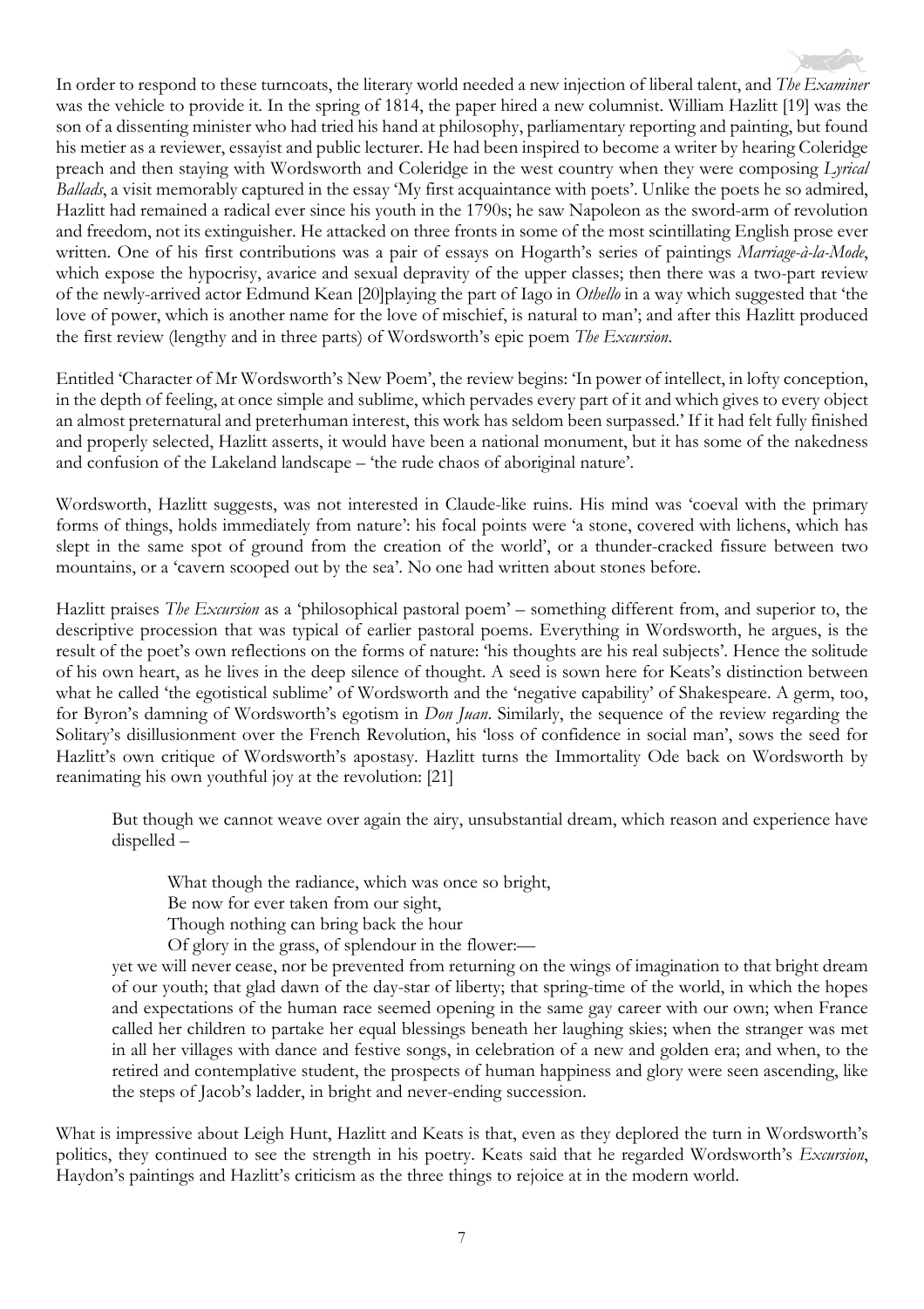In order to respond to these turncoats, the literary world needed a new injection of liberal talent, and *The Examiner* was the vehicle to provide it. In the spring of 1814, the paper hired a new columnist. William Hazlitt [19] was the son of a dissenting minister who had tried his hand at philosophy, parliamentary reporting and painting, but found his metier as a reviewer, essayist and public lecturer. He had been inspired to become a writer by hearing Coleridge preach and then staying with Wordsworth and Coleridge in the west country when they were composing *Lyrical Ballads*, a visit memorably captured in the essay 'My first acquaintance with poets'. Unlike the poets he so admired, Hazlitt had remained a radical ever since his youth in the 1790s; he saw Napoleon as the sword-arm of revolution and freedom, not its extinguisher. He attacked on three fronts in some of the most scintillating English prose ever written. One of his first contributions was a pair of essays on Hogarth's series of paintings *Marriage-à-la-Mode*, which expose the hypocrisy, avarice and sexual depravity of the upper classes; then there was a two-part review of the newly-arrived actor Edmund Kean [20]playing the part of Iago in *Othello* in a way which suggested that 'the love of power, which is another name for the love of mischief, is natural to man'; and after this Hazlitt produced the first review (lengthy and in three parts) of Wordsworth's epic poem *The Excursion*.

Entitled 'Character of Mr Wordsworth's New Poem', the review begins: 'In power of intellect, in lofty conception, in the depth of feeling, at once simple and sublime, which pervades every part of it and which gives to every object an almost preternatural and preterhuman interest, this work has seldom been surpassed.' If it had felt fully finished and properly selected, Hazlitt asserts, it would have been a national monument, but it has some of the nakedness and confusion of the Lakeland landscape – 'the rude chaos of aboriginal nature'.

Wordsworth, Hazlitt suggests, was not interested in Claude-like ruins. His mind was 'coeval with the primary forms of things, holds immediately from nature': his focal points were 'a stone, covered with lichens, which has slept in the same spot of ground from the creation of the world', or a thunder-cracked fissure between two mountains, or a 'cavern scooped out by the sea'. No one had written about stones before.

Hazlitt praises *The Excursion* as a 'philosophical pastoral poem' – something different from, and superior to, the descriptive procession that was typical of earlier pastoral poems. Everything in Wordsworth, he argues, is the result of the poet's own reflections on the forms of nature: 'his thoughts are his real subjects'. Hence the solitude of his own heart, as he lives in the deep silence of thought. A seed is sown here for Keats's distinction between what he called 'the egotistical sublime' of Wordsworth and the 'negative capability' of Shakespeare. A germ, too, for Byron's damning of Wordsworth's egotism in *Don Juan*. Similarly, the sequence of the review regarding the Solitary's disillusionment over the French Revolution, his 'loss of confidence in social man', sows the seed for Hazlitt's own critique of Wordsworth's apostasy. Hazlitt turns the Immortality Ode back on Wordsworth by reanimating his own youthful joy at the revolution: [21]

> But though we cannot weave over again the airy, unsubstantial dream, which reason and experience have dispelled –
>
> > What though the radiance, which was once so bright,
> > Be now for ever taken from our sight,
> > Though nothing can bring back the hour
> > Of glory in the grass, of splendour in the flower:—
>
> yet we will never cease, nor be prevented from returning on the wings of imagination to that bright dream of our youth; that glad dawn of the day-star of liberty; that spring-time of the world, in which the hopes and expectations of the human race seemed opening in the same gay career with our own; when France called her children to partake her equal blessings beneath her laughing skies; when the stranger was met in all her villages with dance and festive songs, in celebration of a new and golden era; and when, to the retired and contemplative student, the prospects of human happiness and glory were seen ascending, like the steps of Jacob's ladder, in bright and never-ending succession.

What is impressive about Leigh Hunt, Hazlitt and Keats is that, even as they deplored the turn in Wordsworth's politics, they continued to see the strength in his poetry. Keats said that he regarded Wordsworth's *Excursion*, Haydon's paintings and Hazlitt's criticism as the three things to rejoice at in the modern world.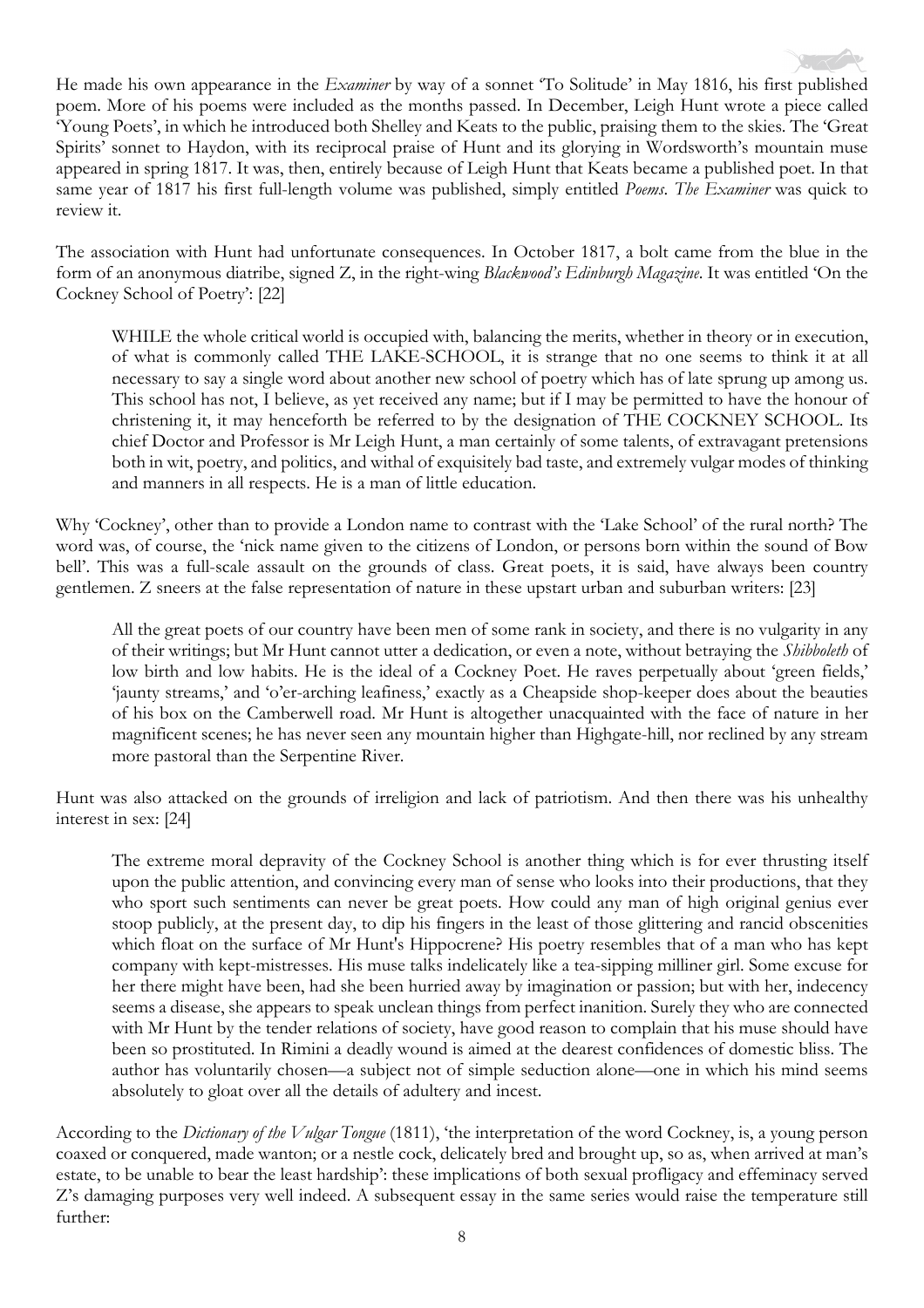He made his own appearance in the *Examiner* by way of a sonnet 'To Solitude' in May 1816, his first published poem. More of his poems were included as the months passed. In December, Leigh Hunt wrote a piece called 'Young Poets', in which he introduced both Shelley and Keats to the public, praising them to the skies. The 'Great Spirits' sonnet to Haydon, with its reciprocal praise of Hunt and its glorying in Wordsworth's mountain muse appeared in spring 1817. It was, then, entirely because of Leigh Hunt that Keats became a published poet. In that same year of 1817 his first full-length volume was published, simply entitled *Poems*. *The Examiner* was quick to review it.

The association with Hunt had unfortunate consequences. In October 1817, a bolt came from the blue in the form of an anonymous diatribe, signed Z, in the right-wing *Blackwood's Edinburgh Magazine*. It was entitled 'On the Cockney School of Poetry': [22]

> WHILE the whole critical world is occupied with, balancing the merits, whether in theory or in execution, of what is commonly called THE LAKE-SCHOOL, it is strange that no one seems to think it at all necessary to say a single word about another new school of poetry which has of late sprung up among us. This school has not, I believe, as yet received any name; but if I may be permitted to have the honour of christening it, it may henceforth be referred to by the designation of THE COCKNEY SCHOOL. Its chief Doctor and Professor is Mr Leigh Hunt, a man certainly of some talents, of extravagant pretensions both in wit, poetry, and politics, and withal of exquisitely bad taste, and extremely vulgar modes of thinking and manners in all respects. He is a man of little education.

Why 'Cockney', other than to provide a London name to contrast with the 'Lake School' of the rural north? The word was, of course, the 'nick name given to the citizens of London, or persons born within the sound of Bow bell'. This was a full-scale assault on the grounds of class. Great poets, it is said, have always been country gentlemen. Z sneers at the false representation of nature in these upstart urban and suburban writers: [23]

> All the great poets of our country have been men of some rank in society, and there is no vulgarity in any of their writings; but Mr Hunt cannot utter a dedication, or even a note, without betraying the *Shibboleth* of low birth and low habits. He is the ideal of a Cockney Poet. He raves perpetually about 'green fields,' 'jaunty streams,' and 'o'er-arching leafiness,' exactly as a Cheapside shop-keeper does about the beauties of his box on the Camberwell road. Mr Hunt is altogether unacquainted with the face of nature in her magnificent scenes; he has never seen any mountain higher than Highgate-hill, nor reclined by any stream more pastoral than the Serpentine River.

Hunt was also attacked on the grounds of irreligion and lack of patriotism. And then there was his unhealthy interest in sex: [24]

> The extreme moral depravity of the Cockney School is another thing which is for ever thrusting itself upon the public attention, and convincing every man of sense who looks into their productions, that they who sport such sentiments can never be great poets. How could any man of high original genius ever stoop publicly, at the present day, to dip his fingers in the least of those glittering and rancid obscenities which float on the surface of Mr Hunt's Hippocrene? His poetry resembles that of a man who has kept company with kept-mistresses. His muse talks indelicately like a tea-sipping milliner girl. Some excuse for her there might have been, had she been hurried away by imagination or passion; but with her, indecency seems a disease, she appears to speak unclean things from perfect inanition. Surely they who are connected with Mr Hunt by the tender relations of society, have good reason to complain that his muse should have been so prostituted. In Rimini a deadly wound is aimed at the dearest confidences of domestic bliss. The author has voluntarily chosen—a subject not of simple seduction alone—one in which his mind seems absolutely to gloat over all the details of adultery and incest.

According to the *Dictionary of the Vulgar Tongue* (1811), 'the interpretation of the word Cockney, is, a young person coaxed or conquered, made wanton; or a nestle cock, delicately bred and brought up, so as, when arrived at man's estate, to be unable to bear the least hardship': these implications of both sexual profligacy and effeminacy served Z's damaging purposes very well indeed. A subsequent essay in the same series would raise the temperature still further: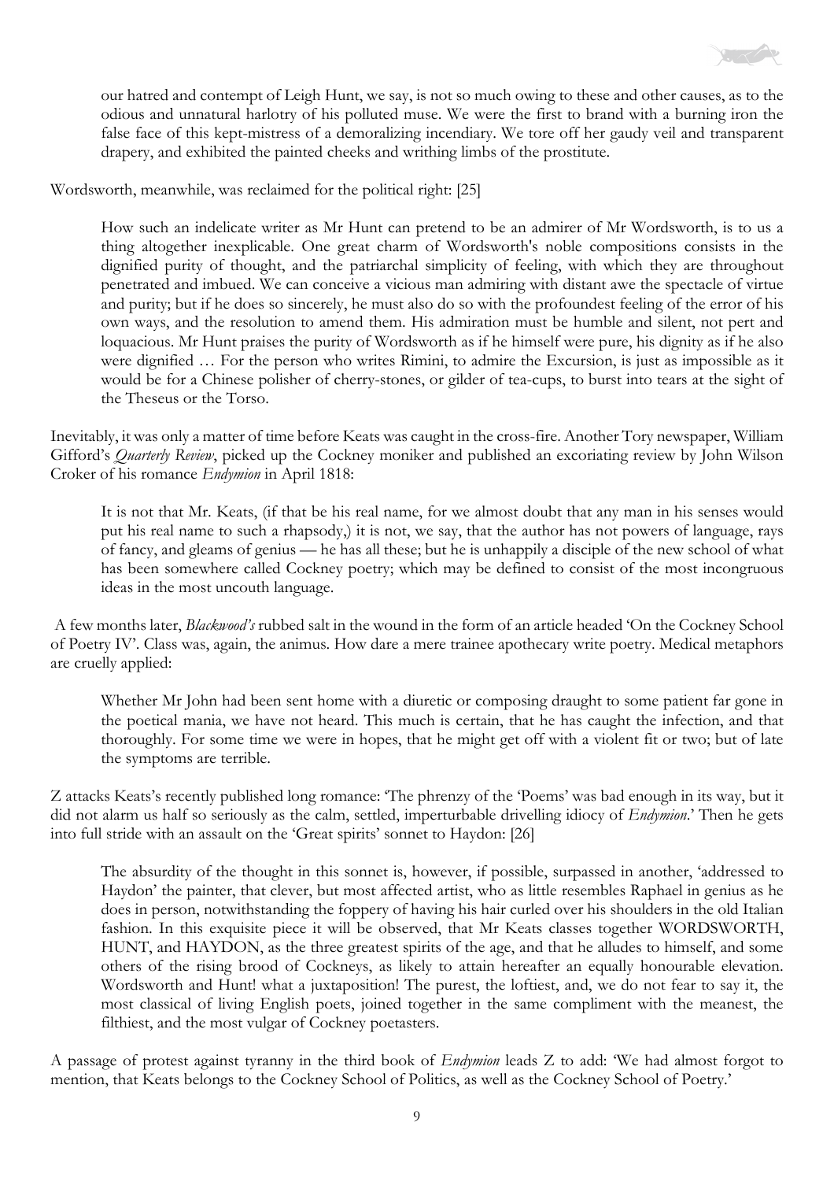> our hatred and contempt of Leigh Hunt, we say, is not so much owing to these and other causes, as to the odious and unnatural harlotry of his polluted muse. We were the first to brand with a burning iron the false face of this kept-mistress of a demoralizing incendiary. We tore off her gaudy veil and transparent drapery, and exhibited the painted cheeks and writhing limbs of the prostitute.

Wordsworth, meanwhile, was reclaimed for the political right: [25]

> How such an indelicate writer as Mr Hunt can pretend to be an admirer of Mr Wordsworth, is to us a thing altogether inexplicable. One great charm of Wordsworth's noble compositions consists in the dignified purity of thought, and the patriarchal simplicity of feeling, with which they are throughout penetrated and imbued. We can conceive a vicious man admiring with distant awe the spectacle of virtue and purity; but if he does so sincerely, he must also do so with the profoundest feeling of the error of his own ways, and the resolution to amend them. His admiration must be humble and silent, not pert and loquacious. Mr Hunt praises the purity of Wordsworth as if he himself were pure, his dignity as if he also were dignified … For the person who writes Rimini, to admire the Excursion, is just as impossible as it would be for a Chinese polisher of cherry-stones, or gilder of tea-cups, to burst into tears at the sight of the Theseus or the Torso.

Inevitably, it was only a matter of time before Keats was caught in the cross-fire. Another Tory newspaper, William Gifford's *Quarterly Review*, picked up the Cockney moniker and published an excoriating review by John Wilson Croker of his romance *Endymion* in April 1818:

> It is not that Mr. Keats, (if that be his real name, for we almost doubt that any man in his senses would put his real name to such a rhapsody,) it is not, we say, that the author has not powers of language, rays of fancy, and gleams of genius — he has all these; but he is unhappily a disciple of the new school of what has been somewhere called Cockney poetry; which may be defined to consist of the most incongruous ideas in the most uncouth language.

A few months later, *Blackwood's* rubbed salt in the wound in the form of an article headed 'On the Cockney School of Poetry IV'. Class was, again, the animus. How dare a mere trainee apothecary write poetry. Medical metaphors are cruelly applied:

> Whether Mr John had been sent home with a diuretic or composing draught to some patient far gone in the poetical mania, we have not heard. This much is certain, that he has caught the infection, and that thoroughly. For some time we were in hopes, that he might get off with a violent fit or two; but of late the symptoms are terrible.

Z attacks Keats's recently published long romance: 'The phrenzy of the 'Poems' was bad enough in its way, but it did not alarm us half so seriously as the calm, settled, imperturbable drivelling idiocy of *Endymion*.' Then he gets into full stride with an assault on the 'Great spirits' sonnet to Haydon: [26]

> The absurdity of the thought in this sonnet is, however, if possible, surpassed in another, 'addressed to Haydon' the painter, that clever, but most affected artist, who as little resembles Raphael in genius as he does in person, notwithstanding the foppery of having his hair curled over his shoulders in the old Italian fashion. In this exquisite piece it will be observed, that Mr Keats classes together WORDSWORTH, HUNT, and HAYDON, as the three greatest spirits of the age, and that he alludes to himself, and some others of the rising brood of Cockneys, as likely to attain hereafter an equally honourable elevation. Wordsworth and Hunt! what a juxtaposition! The purest, the loftiest, and, we do not fear to say it, the most classical of living English poets, joined together in the same compliment with the meanest, the filthiest, and the most vulgar of Cockney poetasters.

A passage of protest against tyranny in the third book of *Endymion* leads Z to add: 'We had almost forgot to mention, that Keats belongs to the Cockney School of Politics, as well as the Cockney School of Poetry.'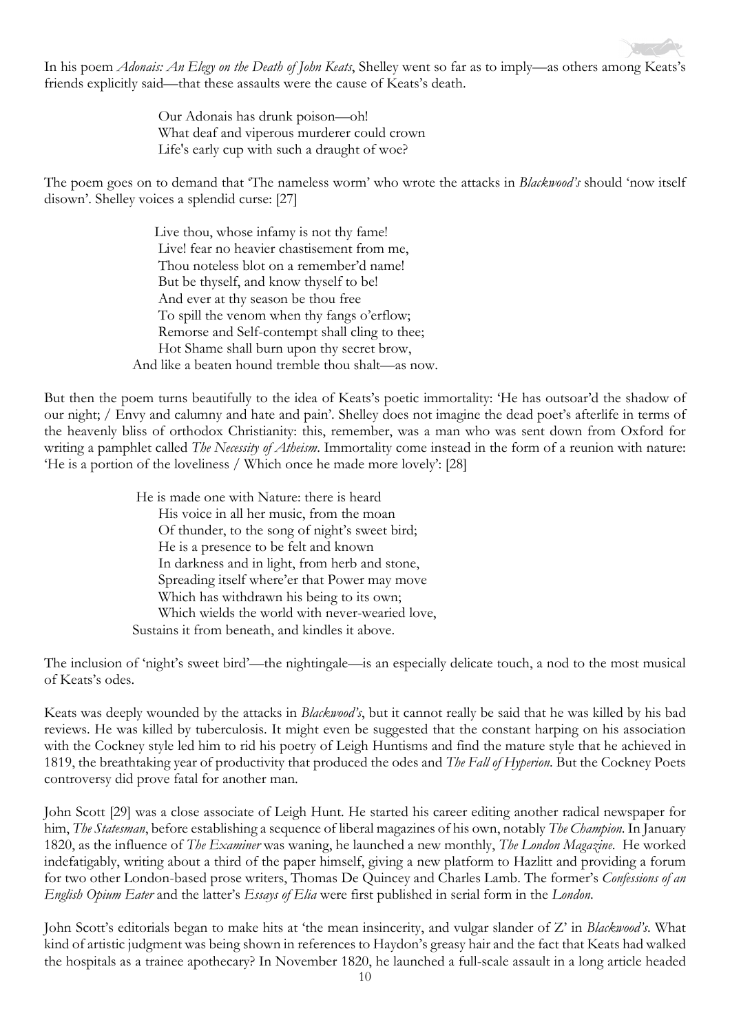In his poem *Adonais: An Elegy on the Death of John Keats*, Shelley went so far as to imply—as others among Keats's friends explicitly said—that these assaults were the cause of Keats's death.

> Our Adonais has drunk poison—oh!
> What deaf and viperous murderer could crown
> Life's early cup with such a draught of woe?

The poem goes on to demand that 'The nameless worm' who wrote the attacks in *Blackwood's* should 'now itself disown'. Shelley voices a splendid curse: [27]

> Live thou, whose infamy is not thy fame!
> Live! fear no heavier chastisement from me,
> Thou noteless blot on a remember'd name!
> But be thyself, and know thyself to be!
> And ever at thy season be thou free
> To spill the venom when thy fangs o'erflow;
> Remorse and Self-contempt shall cling to thee;
> Hot Shame shall burn upon thy secret brow,
> And like a beaten hound tremble thou shalt—as now.

But then the poem turns beautifully to the idea of Keats's poetic immortality: 'He has outsoar'd the shadow of our night; / Envy and calumny and hate and pain'. Shelley does not imagine the dead poet's afterlife in terms of the heavenly bliss of orthodox Christianity: this, remember, was a man who was sent down from Oxford for writing a pamphlet called *The Necessity of Atheism*. Immortality come instead in the form of a reunion with nature: 'He is a portion of the loveliness / Which once he made more lovely': [28]

> He is made one with Nature: there is heard
> His voice in all her music, from the moan
> Of thunder, to the song of night's sweet bird;
> He is a presence to be felt and known
> In darkness and in light, from herb and stone,
> Spreading itself where'er that Power may move
> Which has withdrawn his being to its own;
> Which wields the world with never-wearied love,
> Sustains it from beneath, and kindles it above.

The inclusion of 'night's sweet bird'—the nightingale—is an especially delicate touch, a nod to the most musical of Keats's odes.

Keats was deeply wounded by the attacks in *Blackwood's*, but it cannot really be said that he was killed by his bad reviews. He was killed by tuberculosis. It might even be suggested that the constant harping on his association with the Cockney style led him to rid his poetry of Leigh Huntisms and find the mature style that he achieved in 1819, the breathtaking year of productivity that produced the odes and *The Fall of Hyperion*. But the Cockney Poets controversy did prove fatal for another man.

John Scott [29] was a close associate of Leigh Hunt. He started his career editing another radical newspaper for him, *The Statesman*, before establishing a sequence of liberal magazines of his own, notably *The Champion*. In January 1820, as the influence of *The Examiner* was waning, he launched a new monthly, *The London Magazine*. He worked indefatigably, writing about a third of the paper himself, giving a new platform to Hazlitt and providing a forum for two other London-based prose writers, Thomas De Quincey and Charles Lamb. The former's *Confessions of an English Opium Eater* and the latter's *Essays of Elia* were first published in serial form in the *London*.

John Scott's editorials began to make hits at 'the mean insincerity, and vulgar slander of Z' in *Blackwood's*. What kind of artistic judgment was being shown in references to Haydon's greasy hair and the fact that Keats had walked the hospitals as a trainee apothecary? In November 1820, he launched a full-scale assault in a long article headed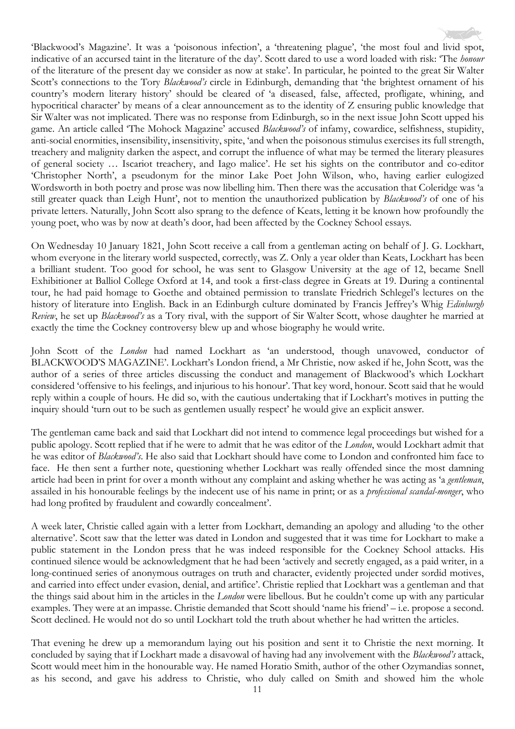'Blackwood's Magazine'. It was a 'poisonous infection', a 'threatening plague', 'the most foul and livid spot, indicative of an accursed taint in the literature of the day'. Scott dared to use a word loaded with risk: 'The *honour* of the literature of the present day we consider as now at stake'. In particular, he pointed to the great Sir Walter Scott's connections to the Tory *Blackwood's* circle in Edinburgh, demanding that 'the brightest ornament of his country's modern literary history' should be cleared of 'a diseased, false, affected, profligate, whining, and hypocritical character' by means of a clear announcement as to the identity of Z ensuring public knowledge that Sir Walter was not implicated. There was no response from Edinburgh, so in the next issue John Scott upped his game. An article called 'The Mohock Magazine' accused *Blackwood's* of infamy, cowardice, selfishness, stupidity, anti-social enormities, insensibility, insensitivity, spite, 'and when the poisonous stimulus exercises its full strength, treachery and malignity darken the aspect, and corrupt the influence of what may be termed the literary pleasures of general society … Iscariot treachery, and Iago malice'. He set his sights on the contributor and co-editor 'Christopher North', a pseudonym for the minor Lake Poet John Wilson, who, having earlier eulogized Wordsworth in both poetry and prose was now libelling him. Then there was the accusation that Coleridge was 'a still greater quack than Leigh Hunt', not to mention the unauthorized publication by *Blackwood's* of one of his private letters. Naturally, John Scott also sprang to the defence of Keats, letting it be known how profoundly the young poet, who was by now at death's door, had been affected by the Cockney School essays.

On Wednesday 10 January 1821, John Scott receive a call from a gentleman acting on behalf of J. G. Lockhart, whom everyone in the literary world suspected, correctly, was Z. Only a year older than Keats, Lockhart has been a brilliant student. Too good for school, he was sent to Glasgow University at the age of 12, became Snell Exhibitioner at Balliol College Oxford at 14, and took a first-class degree in Greats at 19. During a continental tour, he had paid homage to Goethe and obtained permission to translate Friedrich Schlegel's lectures on the history of literature into English. Back in an Edinburgh culture dominated by Francis Jeffrey's Whig *Edinburgh Review*, he set up *Blackwood's* as a Tory rival, with the support of Sir Walter Scott, whose daughter he married at exactly the time the Cockney controversy blew up and whose biography he would write.

John Scott of the *London* had named Lockhart as 'an understood, though unavowed, conductor of BLACKWOOD'S MAGAZINE'. Lockhart's London friend, a Mr Christie, now asked if he, John Scott, was the author of a series of three articles discussing the conduct and management of Blackwood's which Lockhart considered 'offensive to his feelings, and injurious to his honour'. That key word, honour. Scott said that he would reply within a couple of hours. He did so, with the cautious undertaking that if Lockhart's motives in putting the inquiry should 'turn out to be such as gentlemen usually respect' he would give an explicit answer.

The gentleman came back and said that Lockhart did not intend to commence legal proceedings but wished for a public apology. Scott replied that if he were to admit that he was editor of the *London*, would Lockhart admit that he was editor of *Blackwood's*. He also said that Lockhart should have come to London and confronted him face to face. He then sent a further note, questioning whether Lockhart was really offended since the most damning article had been in print for over a month without any complaint and asking whether he was acting as 'a *gentleman*, assailed in his honourable feelings by the indecent use of his name in print; or as a *professional scandal-monger*, who had long profited by fraudulent and cowardly concealment'.

A week later, Christie called again with a letter from Lockhart, demanding an apology and alluding 'to the other alternative'. Scott saw that the letter was dated in London and suggested that it was time for Lockhart to make a public statement in the London press that he was indeed responsible for the Cockney School attacks. His continued silence would be acknowledgment that he had been 'actively and secretly engaged, as a paid writer, in a long-continued series of anonymous outrages on truth and character, evidently projected under sordid motives, and carried into effect under evasion, denial, and artifice'. Christie replied that Lockhart was a gentleman and that the things said about him in the articles in the *London* were libellous. But he couldn't come up with any particular examples. They were at an impasse. Christie demanded that Scott should 'name his friend' – i.e. propose a second. Scott declined. He would not do so until Lockhart told the truth about whether he had written the articles.

That evening he drew up a memorandum laying out his position and sent it to Christie the next morning. It concluded by saying that if Lockhart made a disavowal of having had any involvement with the *Blackwood's* attack, Scott would meet him in the honourable way. He named Horatio Smith, author of the other Ozymandias sonnet, as his second, and gave his address to Christie, who duly called on Smith and showed him the whole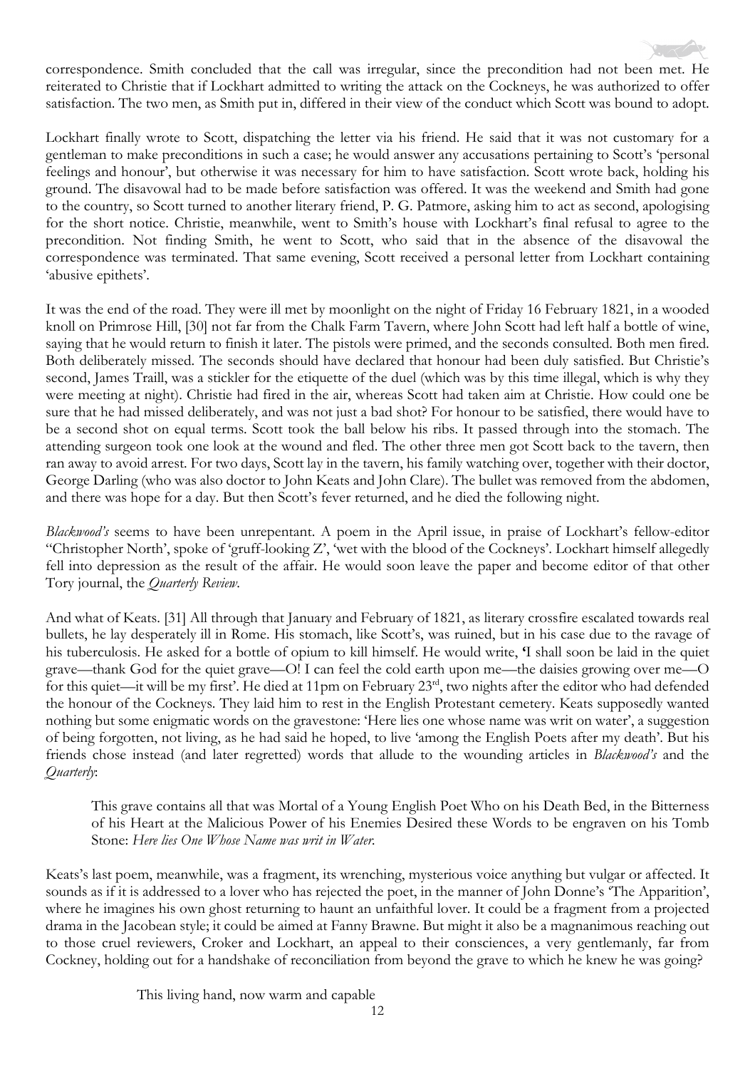correspondence. Smith concluded that the call was irregular, since the precondition had not been met. He reiterated to Christie that if Lockhart admitted to writing the attack on the Cockneys, he was authorized to offer satisfaction. The two men, as Smith put in, differed in their view of the conduct which Scott was bound to adopt.

Lockhart finally wrote to Scott, dispatching the letter via his friend. He said that it was not customary for a gentleman to make preconditions in such a case; he would answer any accusations pertaining to Scott's 'personal feelings and honour', but otherwise it was necessary for him to have satisfaction. Scott wrote back, holding his ground. The disavowal had to be made before satisfaction was offered. It was the weekend and Smith had gone to the country, so Scott turned to another literary friend, P. G. Patmore, asking him to act as second, apologising for the short notice. Christie, meanwhile, went to Smith's house with Lockhart's final refusal to agree to the precondition. Not finding Smith, he went to Scott, who said that in the absence of the disavowal the correspondence was terminated. That same evening, Scott received a personal letter from Lockhart containing 'abusive epithets'.

It was the end of the road. They were ill met by moonlight on the night of Friday 16 February 1821, in a wooded knoll on Primrose Hill, [30] not far from the Chalk Farm Tavern, where John Scott had left half a bottle of wine, saying that he would return to finish it later. The pistols were primed, and the seconds consulted. Both men fired. Both deliberately missed. The seconds should have declared that honour had been duly satisfied. But Christie's second, James Traill, was a stickler for the etiquette of the duel (which was by this time illegal, which is why they were meeting at night). Christie had fired in the air, whereas Scott had taken aim at Christie. How could one be sure that he had missed deliberately, and was not just a bad shot? For honour to be satisfied, there would have to be a second shot on equal terms. Scott took the ball below his ribs. It passed through into the stomach. The attending surgeon took one look at the wound and fled. The other three men got Scott back to the tavern, then ran away to avoid arrest. For two days, Scott lay in the tavern, his family watching over, together with their doctor, George Darling (who was also doctor to John Keats and John Clare). The bullet was removed from the abdomen, and there was hope for a day. But then Scott's fever returned, and he died the following night.

*Blackwood's* seems to have been unrepentant. A poem in the April issue, in praise of Lockhart's fellow-editor "Christopher North', spoke of 'gruff-looking Z', 'wet with the blood of the Cockneys'. Lockhart himself allegedly fell into depression as the result of the affair. He would soon leave the paper and become editor of that other Tory journal, the *Quarterly Review*.

And what of Keats. [31] All through that January and February of 1821, as literary crossfire escalated towards real bullets, he lay desperately ill in Rome. His stomach, like Scott's, was ruined, but in his case due to the ravage of his tuberculosis. He asked for a bottle of opium to kill himself. He would write, **'**I shall soon be laid in the quiet grave—thank God for the quiet grave—O! I can feel the cold earth upon me—the daisies growing over me—O for this quiet—it will be my first'. He died at 11pm on February 23rd, two nights after the editor who had defended the honour of the Cockneys. They laid him to rest in the English Protestant cemetery. Keats supposedly wanted nothing but some enigmatic words on the gravestone: 'Here lies one whose name was writ on water', a suggestion of being forgotten, not living, as he had said he hoped, to live 'among the English Poets after my death'. But his friends chose instead (and later regretted) words that allude to the wounding articles in *Blackwood's* and the *Quarterly*:

> This grave contains all that was Mortal of a Young English Poet Who on his Death Bed, in the Bitterness of his Heart at the Malicious Power of his Enemies Desired these Words to be engraven on his Tomb Stone: *Here lies One Whose Name was writ in Water.*

Keats's last poem, meanwhile, was a fragment, its wrenching, mysterious voice anything but vulgar or affected. It sounds as if it is addressed to a lover who has rejected the poet, in the manner of John Donne's 'The Apparition', where he imagines his own ghost returning to haunt an unfaithful lover. It could be a fragment from a projected drama in the Jacobean style; it could be aimed at Fanny Brawne. But might it also be a magnanimous reaching out to those cruel reviewers, Croker and Lockhart, an appeal to their consciences, a very gentlemanly, far from Cockney, holding out for a handshake of reconciliation from beyond the grave to which he knew he was going?

> This living hand, now warm and capable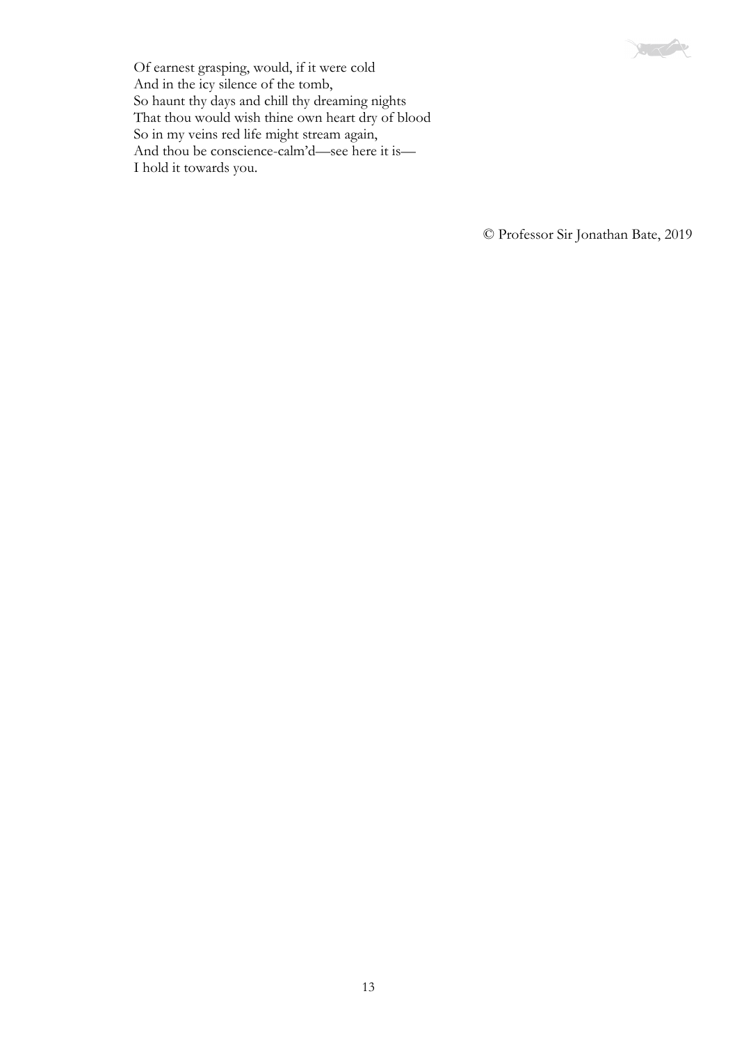Of earnest grasping, would, if it were cold  
And in the icy silence of the tomb,  
So haunt thy days and chill thy dreaming nights  
That thou would wish thine own heart dry of blood  
So in my veins red life might stream again,  
And thou be conscience-calm'd—see here it is—  
I hold it towards you.

© Professor Sir Jonathan Bate, 2019